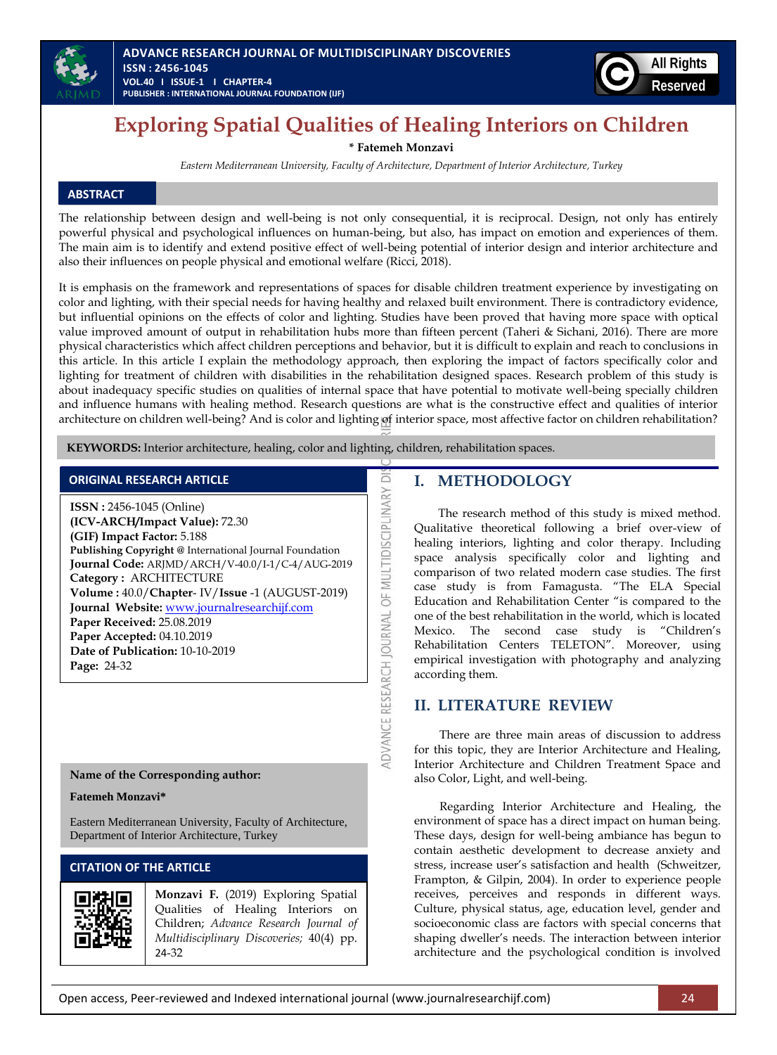# Exploring Spatial Qualities of Healing Interiors on Children

**\* Fatemeh Monzavi**

*Eastern Mediterranean University, Faculty of Architecture, Department of Interior Architecture, Turkey*

## ABSTRACT

The relationship between design and well-being is not only consequential, it is reciprocal. Design, not only has entirely powerful physical and psychological influences on human-being, but also, has impact on emotion and experiences of them. The main aim is to identify and extend positive effect of well-being potential of interior design and interior architecture and also their influences on people physical and emotional welfare (Ricci, 2018).

It is emphasis on the framework and representations of spaces for disable children treatment experience by investigating on color and lighting, with their special needs for having healthy and relaxed built environment. There is contradictory evidence, but influential opinions on the effects of color and lighting. Studies have been proved that having more space with optical value improved amount of output in rehabilitation hubs more than fifteen percent (Taheri & Sichani, 2016). There are more physical characteristics which affect children perceptions and behavior, but it is difficult to explain and reach to conclusions in this article. In this article I explain the methodology approach, then exploring the impact of factors specifically color and lighting for treatment of children with disabilities in the rehabilitation designed spaces. Research problem of this study is about inadequacy specific studies on qualities of internal space that have potential to motivate well-being specially children and influence humans with healing method. Research questions are what is the constructive effect and qualities of interior architecture on children well-being? And is color and lighting of interior space, most affective factor on children rehabilitation?

**KEYWORDS:** Interior architecture, healing, color and lighting, children, rehabilitation spaces.

**ORIGINAL RESEARCH ARTICLE**

**ISSN :** 2456-1045 (Online)
**(ICV-ARCH/Impact Value):** 72.30
**(GIF) Impact Factor:** 5.188
**Publishing Copyright @** International Journal Foundation
**Journal Code:** ARJMD/ARCH/V-40.0/I-1/C-4/AUG-2019
**Category :** ARCHITECTURE
**Volume :** 40.0/**Chapter**- IV/**Issue** -1 (AUGUST-2019)
**Journal Website:** www.journalresearchijf.com
**Paper Received:** 25.08.2019
**Paper Accepted:** 04.10.2019
**Date of Publication:** 10-10-2019
**Page:** 24-32

**Name of the Corresponding author:**

**Fatemeh Monzavi\***

Eastern Mediterranean University, Faculty of Architecture, Department of Interior Architecture, Turkey

**CITATION OF THE ARTICLE**

**Monzavi F.** (2019) Exploring Spatial Qualities of Healing Interiors on Children; *Advance Research Journal of Multidisciplinary Discoveries;* 40(4) pp. 24-32

## I. METHODOLOGY

The research method of this study is mixed method. Qualitative theoretical following a brief over-view of healing interiors, lighting and color therapy. Including space analysis specifically color and lighting and comparison of two related modern case studies. The first case study is from Famagusta. "The ELA Special Education and Rehabilitation Center "is compared to the one of the best rehabilitation in the world, which is located Mexico. The second case study is "Children's Rehabilitation Centers TELETON". Moreover, using empirical investigation with photography and analyzing according them.

## II. LITERATURE REVIEW

There are three main areas of discussion to address for this topic, they are Interior Architecture and Healing, Interior Architecture and Children Treatment Space and also Color, Light, and well-being.

Regarding Interior Architecture and Healing, the environment of space has a direct impact on human being. These days, design for well-being ambiance has begun to contain aesthetic development to decrease anxiety and stress, increase user's satisfaction and health (Schweitzer, Frampton, & Gilpin, 2004). In order to experience people receives, perceives and responds in different ways. Culture, physical status, age, education level, gender and socioeconomic class are factors with special concerns that shaping dweller's needs. The interaction between interior architecture and the psychological condition is involved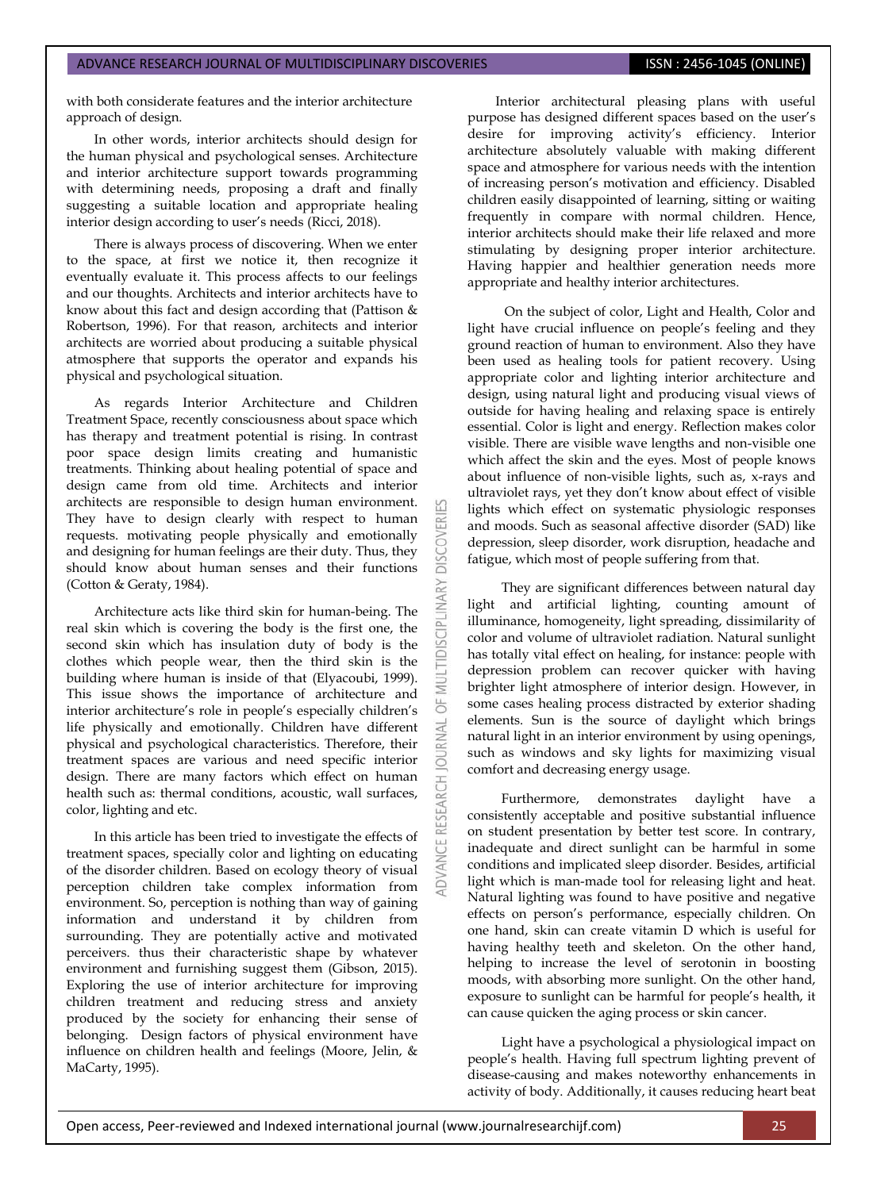with both considerate features and the interior architecture approach of design.

In other words, interior architects should design for the human physical and psychological senses. Architecture and interior architecture support towards programming with determining needs, proposing a draft and finally suggesting a suitable location and appropriate healing interior design according to user's needs (Ricci, 2018).

There is always process of discovering. When we enter to the space, at first we notice it, then recognize it eventually evaluate it. This process affects to our feelings and our thoughts. Architects and interior architects have to know about this fact and design according that (Pattison & Robertson, 1996). For that reason, architects and interior architects are worried about producing a suitable physical atmosphere that supports the operator and expands his physical and psychological situation.

As regards Interior Architecture and Children Treatment Space, recently consciousness about space which has therapy and treatment potential is rising. In contrast poor space design limits creating and humanistic treatments. Thinking about healing potential of space and design came from old time. Architects and interior architects are responsible to design human environment. They have to design clearly with respect to human requests. motivating people physically and emotionally and designing for human feelings are their duty. Thus, they should know about human senses and their functions (Cotton & Geraty, 1984).

Architecture acts like third skin for human-being. The real skin which is covering the body is the first one, the second skin which has insulation duty of body is the clothes which people wear, then the third skin is the building where human is inside of that (Elyacoubi, 1999). This issue shows the importance of architecture and interior architecture's role in people's especially children's life physically and emotionally. Children have different physical and psychological characteristics. Therefore, their treatment spaces are various and need specific interior design. There are many factors which effect on human health such as: thermal conditions, acoustic, wall surfaces, color, lighting and etc.

In this article has been tried to investigate the effects of treatment spaces, specially color and lighting on educating of the disorder children. Based on ecology theory of visual perception children take complex information from environment. So, perception is nothing than way of gaining information and understand it by children from surrounding. They are potentially active and motivated perceivers. thus their characteristic shape by whatever environment and furnishing suggest them (Gibson, 2015). Exploring the use of interior architecture for improving children treatment and reducing stress and anxiety produced by the society for enhancing their sense of belonging. Design factors of physical environment have influence on children health and feelings (Moore, Jelin, & MaCarty, 1995).

Interior architectural pleasing plans with useful purpose has designed different spaces based on the user's desire for improving activity's efficiency. Interior architecture absolutely valuable with making different space and atmosphere for various needs with the intention of increasing person's motivation and efficiency. Disabled children easily disappointed of learning, sitting or waiting frequently in compare with normal children. Hence, interior architects should make their life relaxed and more stimulating by designing proper interior architecture. Having happier and healthier generation needs more appropriate and healthy interior architectures.

On the subject of color, Light and Health, Color and light have crucial influence on people's feeling and they ground reaction of human to environment. Also they have been used as healing tools for patient recovery. Using appropriate color and lighting interior architecture and design, using natural light and producing visual views of outside for having healing and relaxing space is entirely essential. Color is light and energy. Reflection makes color visible. There are visible wave lengths and non-visible one which affect the skin and the eyes. Most of people knows about influence of non-visible lights, such as, x-rays and ultraviolet rays, yet they don't know about effect of visible lights which effect on systematic physiologic responses and moods. Such as seasonal affective disorder (SAD) like depression, sleep disorder, work disruption, headache and fatigue, which most of people suffering from that.

They are significant differences between natural day light and artificial lighting, counting amount of illuminance, homogeneity, light spreading, dissimilarity of color and volume of ultraviolet radiation. Natural sunlight has totally vital effect on healing, for instance: people with depression problem can recover quicker with having brighter light atmosphere of interior design. However, in some cases healing process distracted by exterior shading elements. Sun is the source of daylight which brings natural light in an interior environment by using openings, such as windows and sky lights for maximizing visual comfort and decreasing energy usage.

Furthermore, demonstrates daylight have a consistently acceptable and positive substantial influence on student presentation by better test score. In contrary, inadequate and direct sunlight can be harmful in some conditions and implicated sleep disorder. Besides, artificial light which is man-made tool for releasing light and heat. Natural lighting was found to have positive and negative effects on person's performance, especially children. On one hand, skin can create vitamin D which is useful for having healthy teeth and skeleton. On the other hand, helping to increase the level of serotonin in boosting moods, with absorbing more sunlight. On the other hand, exposure to sunlight can be harmful for people's health, it can cause quicken the aging process or skin cancer.

Light have a psychological a physiological impact on people's health. Having full spectrum lighting prevent of disease-causing and makes noteworthy enhancements in activity of body. Additionally, it causes reducing heart beat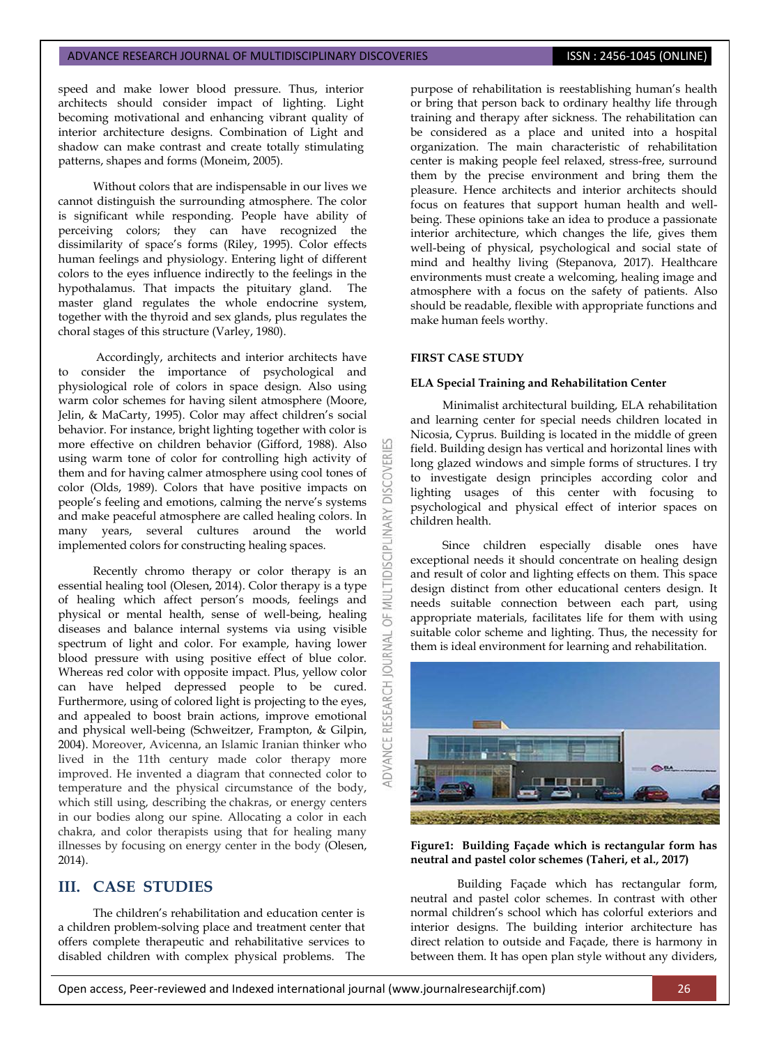speed and make lower blood pressure. Thus, interior architects should consider impact of lighting. Light becoming motivational and enhancing vibrant quality of interior architecture designs. Combination of Light and shadow can make contrast and create totally stimulating patterns, shapes and forms (Moneim, 2005).

Without colors that are indispensable in our lives we cannot distinguish the surrounding atmosphere. The color is significant while responding. People have ability of perceiving colors; they can have recognized the dissimilarity of space's forms (Riley, 1995). Color effects human feelings and physiology. Entering light of different colors to the eyes influence indirectly to the feelings in the hypothalamus. That impacts the pituitary gland. The master gland regulates the whole endocrine system, together with the thyroid and sex glands, plus regulates the choral stages of this structure (Varley, 1980).

Accordingly, architects and interior architects have to consider the importance of psychological and physiological role of colors in space design. Also using warm color schemes for having silent atmosphere (Moore, Jelin, & MaCarty, 1995). Color may affect children's social behavior. For instance, bright lighting together with color is more effective on children behavior (Gifford, 1988). Also using warm tone of color for controlling high activity of them and for having calmer atmosphere using cool tones of color (Olds, 1989). Colors that have positive impacts on people's feeling and emotions, calming the nerve's systems and make peaceful atmosphere are called healing colors. In many years, several cultures around the world implemented colors for constructing healing spaces.

Recently chromo therapy or color therapy is an essential healing tool (Olesen, 2014). Color therapy is a type of healing which affect person's moods, feelings and physical or mental health, sense of well-being, healing diseases and balance internal systems via using visible spectrum of light and color. For example, having lower blood pressure with using positive effect of blue color. Whereas red color with opposite impact. Plus, yellow color can have helped depressed people to be cured. Furthermore, using of colored light is projecting to the eyes, and appealed to boost brain actions, improve emotional and physical well-being (Schweitzer, Frampton, & Gilpin, 2004). Moreover, Avicenna, an Islamic Iranian thinker who lived in the 11th century made color therapy more improved. He invented a diagram that connected color to temperature and the physical circumstance of the body, which still using, describing the chakras, or energy centers in our bodies along our spine. Allocating a color in each chakra, and color therapists using that for healing many illnesses by focusing on energy center in the body (Olesen, 2014).

## III. CASE STUDIES

The children's rehabilitation and education center is a children problem-solving place and treatment center that offers complete therapeutic and rehabilitative services to disabled children with complex physical problems. The purpose of rehabilitation is reestablishing human's health or bring that person back to ordinary healthy life through training and therapy after sickness. The rehabilitation can be considered as a place and united into a hospital organization. The main characteristic of rehabilitation center is making people feel relaxed, stress-free, surround them by the precise environment and bring them the pleasure. Hence architects and interior architects should focus on features that support human health and well-being. These opinions take an idea to produce a passionate interior architecture, which changes the life, gives them well-being of physical, psychological and social state of mind and healthy living (Stepanova, 2017). Healthcare environments must create a welcoming, healing image and atmosphere with a focus on the safety of patients. Also should be readable, flexible with appropriate functions and make human feels worthy.

### FIRST CASE STUDY

#### ELA Special Training and Rehabilitation Center

Minimalist architectural building, ELA rehabilitation and learning center for special needs children located in Nicosia, Cyprus. Building is located in the middle of green field. Building design has vertical and horizontal lines with long glazed windows and simple forms of structures. I try to investigate design principles according color and lighting usages of this center with focusing to psychological and physical effect of interior spaces on children health.

Since children especially disable ones have exceptional needs it should concentrate on healing design and result of color and lighting effects on them. This space distinct from other educational centers design. It needs suitable connection between each part, using appropriate materials, facilitates life for them with using suitable color scheme and lighting. Thus, the necessity for them is ideal environment for learning and rehabilitation.

**Figure1: Building Façade which is rectangular form has neutral and pastel color schemes (Taheri, et al., 2017)**

Building Façade which has rectangular form, neutral and pastel color schemes. In contrast with other normal children's school which has colorful exteriors and interior designs. The building interior architecture has direct relation to outside and Façade, there is harmony in between them. It has open plan style without any dividers,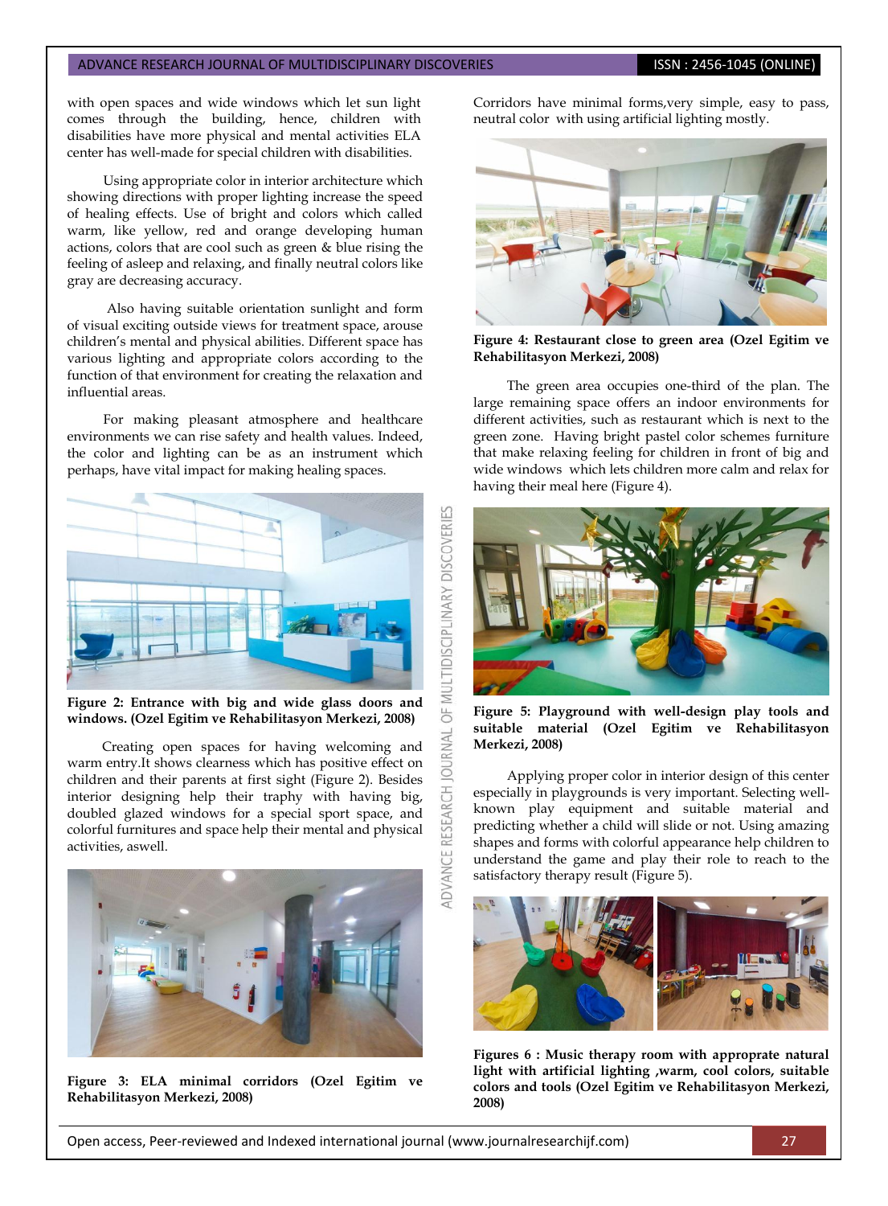with open spaces and wide windows which let sun light comes through the building, hence, children with disabilities have more physical and mental activities ELA center has well-made for special children with disabilities.

Using appropriate color in interior architecture which showing directions with proper lighting increase the speed of healing effects. Use of bright and colors which called warm, like yellow, red and orange developing human actions, colors that are cool such as green & blue rising the feeling of asleep and relaxing, and finally neutral colors like gray are decreasing accuracy.

Also having suitable orientation sunlight and form of visual exciting outside views for treatment space, arouse children's mental and physical abilities. Different space has various lighting and appropriate colors according to the function of that environment for creating the relaxation and influential areas.

For making pleasant atmosphere and healthcare environments we can rise safety and health values. Indeed, the color and lighting can be as an instrument which perhaps, have vital impact for making healing spaces.

**Figure 2: Entrance with big and wide glass doors and windows. (Ozel Egitim ve Rehabilitasyon Merkezi, 2008)**

Creating open spaces for having welcoming and warm entry.It shows clearness which has positive effect on children and their parents at first sight (Figure 2). Besides interior designing help their traphy with having big, doubled glazed windows for a special sport space, and colorful furnitures and space help their mental and physical activities, aswell.

**Figure 3: ELA minimal corridors (Ozel Egitim ve Rehabilitasyon Merkezi, 2008)**

Corridors have minimal forms,very simple, easy to pass, neutral color with using artificial lighting mostly.

**Figure 4: Restaurant close to green area (Ozel Egitim ve Rehabilitasyon Merkezi, 2008)**

The green area occupies one-third of the plan. The large remaining space offers an indoor environments for different activities, such as restaurant which is next to the green zone. Having bright pastel color schemes furniture that make relaxing feeling for children in front of big and wide windows which lets children more calm and relax for having their meal here (Figure 4).

**Figure 5: Playground with well-design play tools and suitable material (Ozel Egitim ve Rehabilitasyon Merkezi, 2008)**

Applying proper color in interior design of this center especially in playgrounds is very important. Selecting well-known play equipment and suitable material and predicting whether a child will slide or not. Using amazing shapes and forms with colorful appearance help children to understand the game and play their role to reach to the satisfactory therapy result (Figure 5).

**Figures 6 : Music therapy room with approprate natural light with artificial lighting ,warm, cool colors, suitable colors and tools (Ozel Egitim ve Rehabilitasyon Merkezi, 2008)**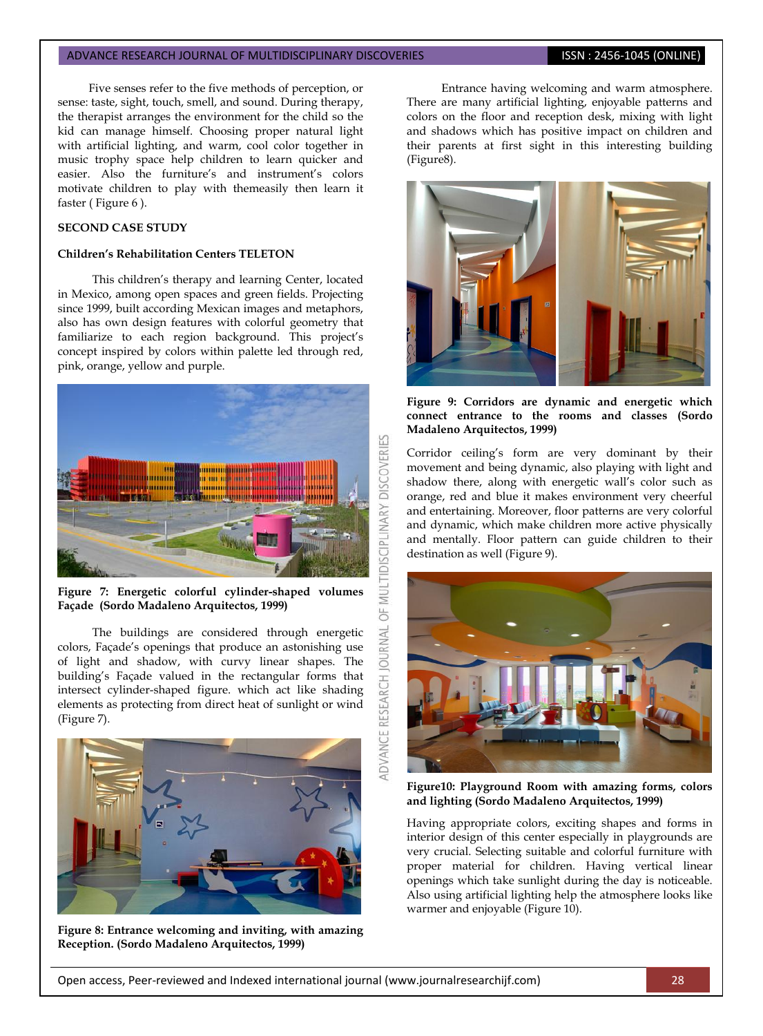Five senses refer to the five methods of perception, or sense: taste, sight, touch, smell, and sound. During therapy, the therapist arranges the environment for the child so the kid can manage himself. Choosing proper natural light with artificial lighting, and warm, cool color together in music trophy space help children to learn quicker and easier. Also the furniture's and instrument's colors motivate children to play with themeasily then learn it faster ( Figure 6 ).

**SECOND CASE STUDY**

**Children's Rehabilitation Centers TELETON**

This children's therapy and learning Center, located in Mexico, among open spaces and green fields. Projecting since 1999, built according Mexican images and metaphors, also has own design features with colorful geometry that familiarize to each region background. This project's concept inspired by colors within palette led through red, pink, orange, yellow and purple.

**Figure 7: Energetic colorful cylinder-shaped volumes Façade (Sordo Madaleno Arquitectos, 1999)**

The buildings are considered through energetic colors, Façade's openings that produce an astonishing use of light and shadow, with curvy linear shapes. The building's Façade valued in the rectangular forms that intersect cylinder-shaped figure. which act like shading elements as protecting from direct heat of sunlight or wind (Figure 7).

**Figure 8: Entrance welcoming and inviting, with amazing Reception. (Sordo Madaleno Arquitectos, 1999)**

Entrance having welcoming and warm atmosphere. There are many artificial lighting, enjoyable patterns and colors on the floor and reception desk, mixing with light and shadows which has positive impact on children and their parents at first sight in this interesting building (Figure8).

**Figure 9: Corridors are dynamic and energetic which connect entrance to the rooms and classes (Sordo Madaleno Arquitectos, 1999)**

Corridor ceiling's form are very dominant by their movement and being dynamic, also playing with light and shadow there, along with energetic wall's color such as orange, red and blue it makes environment very cheerful and entertaining. Moreover, floor patterns are very colorful and dynamic, which make children more active physically and mentally. Floor pattern can guide children to their destination as well (Figure 9).

**Figure10: Playground Room with amazing forms, colors and lighting (Sordo Madaleno Arquitectos, 1999)**

Having appropriate colors, exciting shapes and forms in interior design of this center especially in playgrounds are very crucial. Selecting suitable and colorful furniture with proper material for children. Having vertical linear openings which take sunlight during the day is noticeable. Also using artificial lighting help the atmosphere looks like warmer and enjoyable (Figure 10).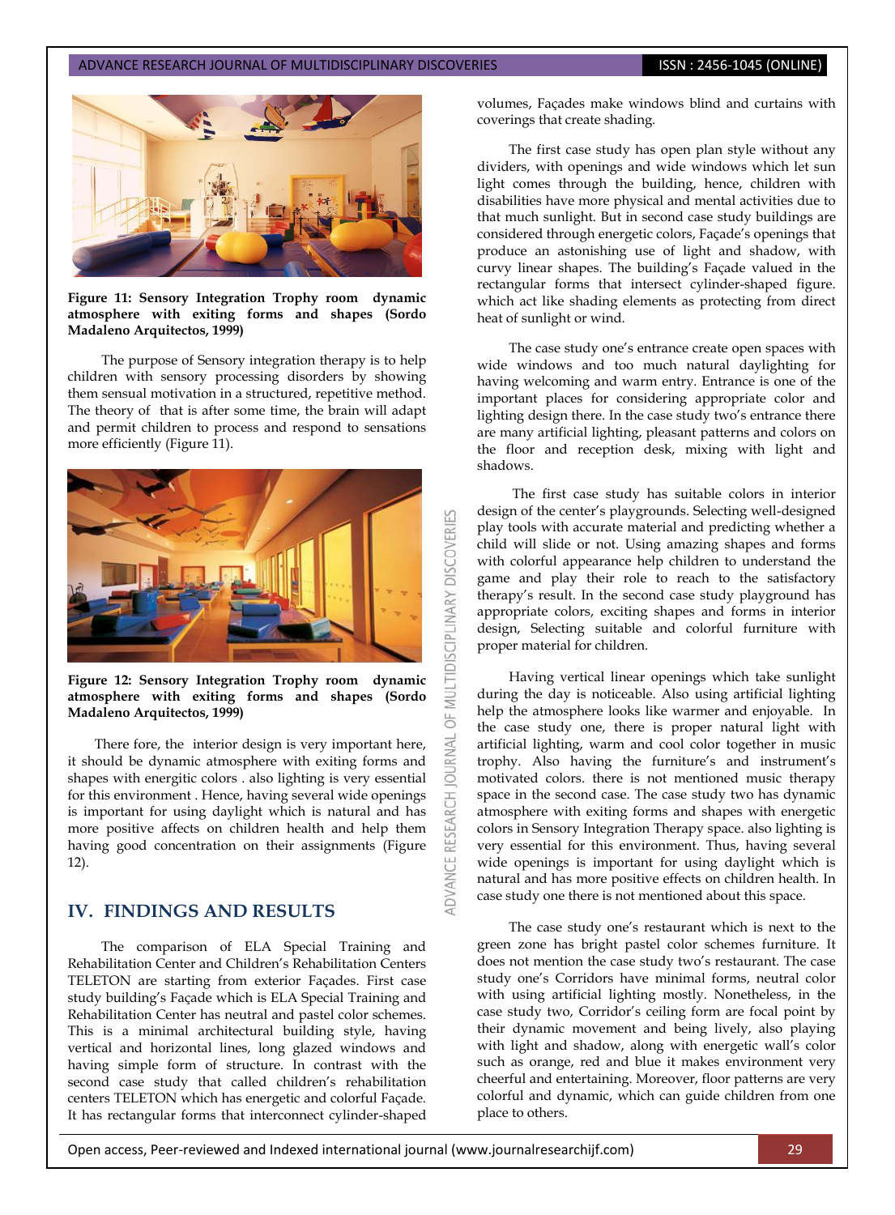**Figure 11: Sensory Integration Trophy room dynamic atmosphere with exiting forms and shapes (Sordo Madaleno Arquitectos, 1999)**

The purpose of Sensory integration therapy is to help children with sensory processing disorders by showing them sensual motivation in a structured, repetitive method. The theory of that is after some time, the brain will adapt and permit children to process and respond to sensations more efficiently (Figure 11).

**Figure 12: Sensory Integration Trophy room dynamic atmosphere with exiting forms and shapes (Sordo Madaleno Arquitectos, 1999)**

There fore, the interior design is very important here, it should be dynamic atmosphere with exiting forms and shapes with energitic colors . also lighting is very essential for this environment . Hence, having several wide openings is important for using daylight which is natural and has more positive affects on children health and help them having good concentration on their assignments (Figure 12).

## IV. FINDINGS AND RESULTS

The comparison of ELA Special Training and Rehabilitation Center and Children's Rehabilitation Centers TELETON are starting from exterior Façades. First case study building's Façade which is ELA Special Training and Rehabilitation Center has neutral and pastel color schemes. This is a minimal architectural building style, having vertical and horizontal lines, long glazed windows and having simple form of structure. In contrast with the second case study that called children's rehabilitation centers TELETON which has energetic and colorful Façade. It has rectangular forms that interconnect cylinder-shaped volumes, Façades make windows blind and curtains with coverings that create shading.

The first case study has open plan style without any dividers, with openings and wide windows which let sun light comes through the building, hence, children with disabilities have more physical and mental activities due to that much sunlight. But in second case study buildings are considered through energetic colors, Façade's openings that produce an astonishing use of light and shadow, with curvy linear shapes. The building's Façade valued in the rectangular forms that intersect cylinder-shaped figure. which act like shading elements as protecting from direct heat of sunlight or wind.

The case study one's entrance create open spaces with wide windows and too much natural daylighting for having welcoming and warm entry. Entrance is one of the important places for considering appropriate color and lighting design there. In the case study two's entrance there are many artificial lighting, pleasant patterns and colors on the floor and reception desk, mixing with light and shadows.

The first case study has suitable colors in interior design of the center's playgrounds. Selecting well-designed play tools with accurate material and predicting whether a child will slide or not. Using amazing shapes and forms with colorful appearance help children to understand the game and play their role to reach to the satisfactory therapy's result. In the second case study playground has appropriate colors, exciting shapes and forms in interior design, Selecting suitable and colorful furniture with proper material for children.

Having vertical linear openings which take sunlight during the day is noticeable. Also using artificial lighting help the atmosphere looks like warmer and enjoyable. In the case study one, there is proper natural light with artificial lighting, warm and cool color together in music trophy. Also having the furniture's and instrument's motivated colors. there is not mentioned music therapy space in the second case. The case study two has dynamic atmosphere with exiting forms and shapes with energetic colors in Sensory Integration Therapy space. also lighting is very essential for this environment. Thus, having several wide openings is important for using daylight which is natural and has more positive effects on children health. In case study one there is not mentioned about this space.

The case study one's restaurant which is next to the green zone has bright pastel color schemes furniture. It does not mention the case study two's restaurant. The case study one's Corridors have minimal forms, neutral color with using artificial lighting mostly. Nonetheless, in the case study two, Corridor's ceiling form are focal point by their dynamic movement and being lively, also playing with light and shadow, along with energetic wall's color such as orange, red and blue it makes environment very cheerful and entertaining. Moreover, floor patterns are very colorful and dynamic, which can guide children from one place to others.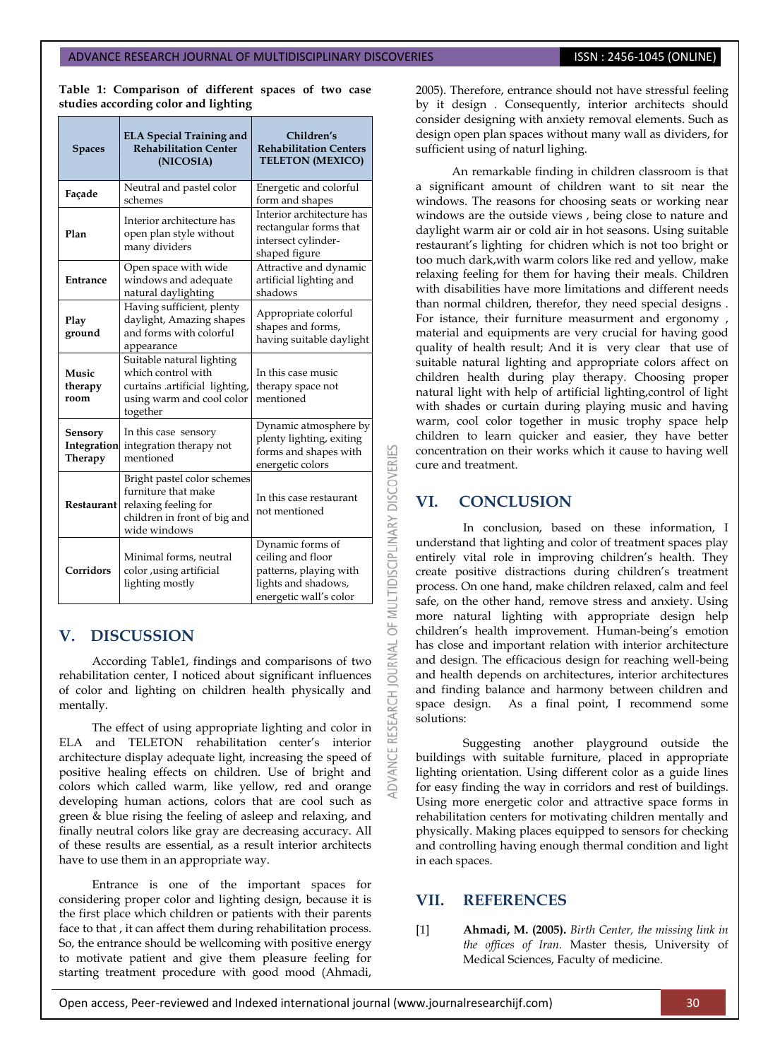**Table 1: Comparison of different spaces of two case studies according color and lighting**

| Spaces | ELA Special Training and Rehabilitation Center (NICOSIA) | Children's Rehabilitation Centers TELETON (MEXICO) |
|---|---|---|
| Façade | Neutral and pastel color schemes | Energetic and colorful form and shapes |
| Plan | Interior architecture has open plan style without many dividers | Interior architecture has rectangular forms that intersect cylinder-shaped figure |
| Entrance | Open space with wide windows and adequate natural daylighting | Attractive and dynamic artificial lighting and shadows |
| Play ground | Having sufficient, plenty daylight, Amazing shapes and forms with colorful appearance | Appropriate colorful shapes and forms, having suitable daylight |
| Music therapy room | Suitable natural lighting which control with curtains .artificial lighting, using warm and cool color together | In this case music therapy space not mentioned |
| Sensory Integration Therapy | In this case sensory integration therapy not mentioned | Dynamic atmosphere by plenty lighting, exiting forms and shapes with energetic colors |
| Restaurant | Bright pastel color schemes furniture that make relaxing feeling for children in front of big and wide windows | In this case restaurant not mentioned |
| Corridors | Minimal forms, neutral color ,using artificial lighting mostly | Dynamic forms of ceiling and floor patterns, playing with lights and shadows, energetic wall's color |

## V. DISCUSSION

According Table1, findings and comparisons of two rehabilitation center, I noticed about significant influences of color and lighting on children health physically and mentally.

The effect of using appropriate lighting and color in ELA and TELETON rehabilitation center's interior architecture display adequate light, increasing the speed of positive healing effects on children. Use of bright and colors which called warm, like yellow, red and orange developing human actions, colors that are cool such as green & blue rising the feeling of asleep and relaxing, and finally neutral colors like gray are decreasing accuracy. All of these results are essential, as a result interior architects have to use them in an appropriate way.

Entrance is one of the important spaces for considering proper color and lighting design, because it is the first place which children or patients with their parents face to that , it can affect them during rehabilitation process. So, the entrance should be wellcoming with positive energy to motivate patient and give them pleasure feeling for starting treatment procedure with good mood (Ahmadi, 2005). Therefore, entrance should not have stressful feeling by it design . Consequently, interior architects should consider designing with anxiety removal elements. Such as design open plan spaces without many wall as dividers, for sufficient using of naturl lighing.

An remarkable finding in children classroom is that a significant amount of children want to sit near the windows. The reasons for choosing seats or working near windows are the outside views , being close to nature and daylight warm air or cold air in hot seasons. Using suitable restaurant's lighting for chidren which is not too bright or too much dark,with warm colors like red and yellow, make relaxing feeling for them for having their meals. Children with disabilities have more limitations and different needs than normal children, therefor, they need special designs . For istance, their furniture measurment and ergonomy , material and equipments are very crucial for having good quality of health result; And it is very clear that use of suitable natural lighting and appropriate colors affect on children health during play therapy. Choosing proper natural light with help of artificial lighting,control of light with shades or curtain during playing music and having warm, cool color together in music trophy space help children to learn quicker and easier, they have better concentration on their works which it cause to having well cure and treatment.

## VI. CONCLUSION

In conclusion, based on these information, I understand that lighting and color of treatment spaces play entirely vital role in improving children's health. They create positive distractions during children's treatment process. On one hand, make children relaxed, calm and feel safe, on the other hand, remove stress and anxiety. Using more natural lighting with appropriate design help children's health improvement. Human-being's emotion has close and important relation with interior architecture and design. The efficacious design for reaching well-being and health depends on architectures, interior architectures and finding balance and harmony between children and space design. As a final point, I recommend some solutions:

Suggesting another playground outside the buildings with suitable furniture, placed in appropriate lighting orientation. Using different color as a guide lines for easy finding the way in corridors and rest of buildings. Using more energetic color and attractive space forms in rehabilitation centers for motivating children mentally and physically. Making places equipped to sensors for checking and controlling having enough thermal condition and light in each spaces.

## VII. REFERENCES

[1] **Ahmadi, M. (2005).** *Birth Center, the missing link in the offices of Iran.* Master thesis, University of Medical Sciences, Faculty of medicine.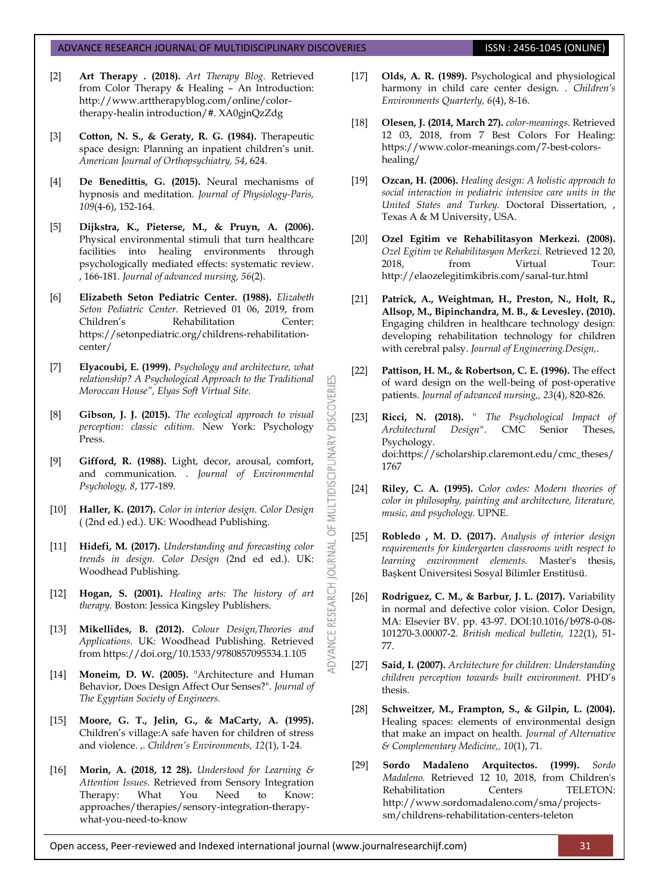[2] **Art Therapy . (2018).** *Art Therapy Blog.* Retrieved from Color Therapy & Healing – An Introduction: http://www.arttherapyblog.com/online/color-therapy-healin introduction/#. XA0gjnQzZdg

[3] **Cotton, N. S., & Geraty, R. G. (1984).** Therapeutic space design: Planning an inpatient children's unit. *American Journal of Orthopsychiatry, 54*, 624.

[4] **De Benedittis, G. (2015).** Neural mechanisms of hypnosis and meditation. *Journal of Physiology-Paris, 109*(4-6), 152-164.

[5] **Dijkstra, K., Pieterse, M., & Pruyn, A. (2006).** Physical environmental stimuli that turn healthcare facilities into healing environments through psychologically mediated effects: systematic review. , 166-181. *Journal of advanced nursing, 56*(2).

[6] **Elizabeth Seton Pediatric Center. (1988).** *Elizabeth Seton Pediatric Center*. Retrieved 01 06, 2019, from Children's Rehabilitation Center: https://setonpediatric.org/childrens-rehabilitation-center/

[7] **Elyacoubi, E. (1999).** *Psychology and architecture, what relationship? A Psychological Approach to the Traditional Moroccan House", Elyas Soft Virtual Site.*

[8] **Gibson, J. J. (2015).** *The ecological approach to visual perception: classic edition.* New York: Psychology Press.

[9] **Gifford, R. (1988).** Light, decor, arousal, comfort, and communication. . *Journal of Environmental Psychology, 8*, 177-189.

[10] **Haller, K. (2017).** *Color in interior design. Color Design* ( (2nd ed.) ed.). UK: Woodhead Publishing.

[11] **Hidefi, M. (2017).** *Understanding and forecasting color trends in design. Color Design* (2nd ed ed.). UK: Woodhead Publishing.

[12] **Hogan, S. (2001).** *Healing arts: The history of art therapy.* Boston: Jessica Kingsley Publishers.

[13] **Mikellides, B. (2012).** *Colour Design,Theories and Applications.* UK: Woodhead Publishing. Retrieved from https://doi.org/10.1533/9780857095534.1.105

[14] **Moneim, D. W. (2005).** "Architecture and Human Behavior, Does Design Affect Our Senses?". *Journal of The Egyptian Society of Engineers.*

[15] **Moore, G. T., Jelin, G., & MaCarty, A. (1995).** Children's village:A safe haven for children of stress and violence. ,. *Children's Environments, 12*(1), 1-24.

[16] **Morin, A. (2018, 12 28).** *Understood for Learning & Attention Issues*. Retrieved from Sensory Integration Therapy: What You Need to Know: approaches/therapies/sensory-integration-therapy-what-you-need-to-know

[17] **Olds, A. R. (1989).** Psychological and physiological harmony in child care center design. . *Children's Environments Quarterly, 6*(4), 8-16.

[18] **Olesen, J. (2014, March 27).** *color-meanings.* Retrieved 12 03, 2018, from 7 Best Colors For Healing: https://www.color-meanings.com/7-best-colors-healing/

[19] **Ozcan, H. (2006).** *Healing design: A holistic approach to social interaction in pediatric intensive care units in the United States and Turkey.* Doctoral Dissertation, , Texas A & M University, USA.

[20] **Ozel Egitim ve Rehabilitasyon Merkezi. (2008).** *Ozel Egitim ve Rehabilitasyon Merkezi.* Retrieved 12 20, 2018, from Virtual Tour: http://elaozelegitimkibris.com/sanal-tur.html

[21] **Patrick, A., Weightman, H., Preston, N., Holt, R., Allsop, M., Bipinchandra, M. B., & Levesley. (2010).** Engaging children in healthcare technology design: developing rehabilitation technology for children with cerebral palsy. *Journal of Engineering.Design,.*

[22] **Pattison, H. M., & Robertson, C. E. (1996).** The effect of ward design on the well-being of post-operative patients. *Journal of advanced nursing,, 23*(4), 820-826.

[23] **Ricci, N. (2018).** " *The Psychological Impact of Architectural Design".* CMC Senior Theses, Psychology. doi:https://scholarship.claremont.edu/cmc_theses/1767

[24] **Riley, C. A. (1995).** *Color codes: Modern theories of color in philosophy, painting and architecture, literature, music, and psychology.* UPNE.

[25] **Robledo , M. D. (2017).** *Analysis of interior design requirements for kindergarten classrooms with respect to learning environment elements.* Master's thesis, Başkent Üniversitesi Sosyal Bilimler Enstitüsü.

[26] **Rodriguez, C. M., & Barbur, J. L. (2017).** Variability in normal and defective color vision. Color Design, MA: Elsevier BV. pp. 43-97. DOI:10.1016/b978-0-08-101270-3.00007-2. *British medical bulletin, 122*(1), 51-77.

[27] **Said, I. (2007).** *Architecture for children: Understanding children perception towards built environment.* PHD's thesis.

[28] **Schweitzer, M., Frampton, S., & Gilpin, L. (2004).** Healing spaces: elements of environmental design that make an impact on health. *Journal of Alternative & Complementary Medicine,, 10*(1), 71.

[29] **Sordo Madaleno Arquitectos. (1999).** *Sordo Madaleno.* Retrieved 12 10, 2018, from Children's Rehabilitation Centers TELETON: http://www.sordomadaleno.com/sma/projects-sm/childrens-rehabilitation-centers-teleton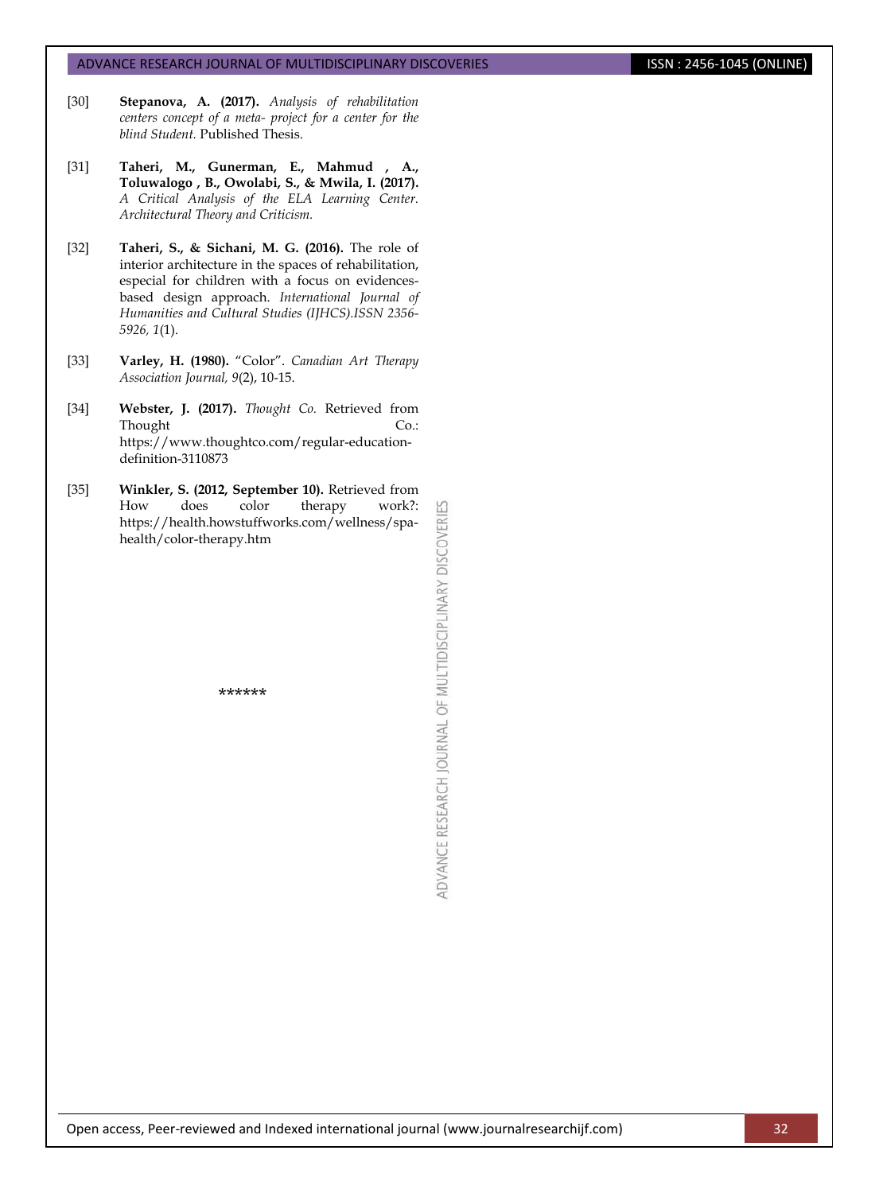[30] **Stepanova, A. (2017).** *Analysis of rehabilitation centers concept of a meta- project for a center for the blind Student.* Published Thesis.

[31] **Taheri, M., Gunerman, E., Mahmud , A., Toluwalogo , B., Owolabi, S., & Mwila, I. (2017).** *A Critical Analysis of the ELA Learning Center. Architectural Theory and Criticism.*

[32] **Taheri, S., & Sichani, M. G. (2016).** The role of interior architecture in the spaces of rehabilitation, especial for children with a focus on evidences-based design approach. *International Journal of Humanities and Cultural Studies (IJHCS).ISSN 2356-5926, 1*(1).

[33] **Varley, H. (1980).** "Color". *Canadian Art Therapy Association Journal, 9*(2), 10-15.

[34] **Webster, J. (2017).** *Thought Co.* Retrieved from Thought Co.: https://www.thoughtco.com/regular-education-definition-3110873

[35] **Winkler, S. (2012, September 10).** Retrieved from How does color therapy work?: https://health.howstuffworks.com/wellness/spa-health/color-therapy.htm

******